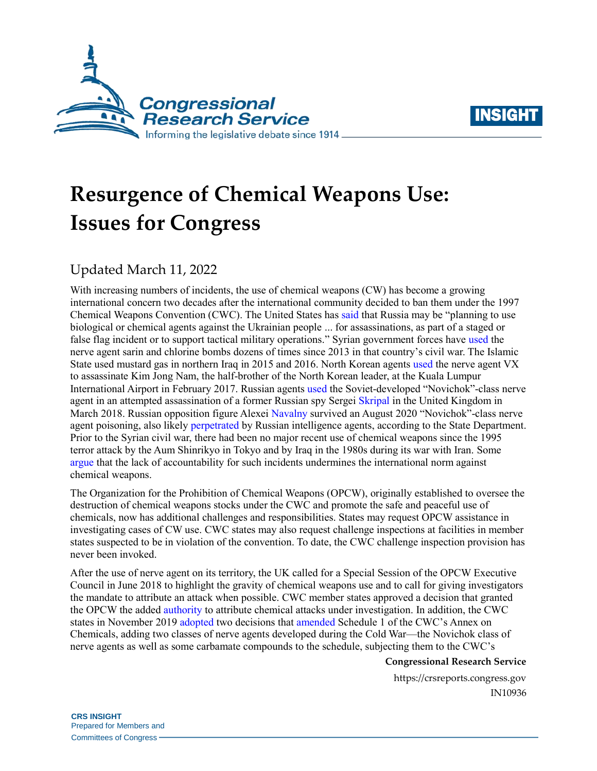# Resurgence of Chemical Weapons Use: Issues for Congress

Updated March 11, 2022

With increasing numbers of incidents, the use of chemical weapons (CW) has become a growing international concern two decades after the international community decided to ban them under the 1997 Chemical Weapons Convention (CWC). The United States has said that Russia may be "planning to use biological or chemical agents against the Ukrainian people ... for assassinations, as part of a staged or false flag incident or to support tactical military operations." Syrian government forces have used the nerve agent sarin and chlorine bombs dozens of times since 2013 in that country's civil war. The Islamic State used mustard gas in northern Iraq in 2015 and 2016. North Korean agents used the nerve agent VX to assassinate Kim Jong Nam, the half-brother of the North Korean leader, at the Kuala Lumpur International Airport in February 2017. Russian agents used the Soviet-developed "Novichok"-class nerve agent in an attempted assassination of a former Russian spy Sergei Skripal in the United Kingdom in March 2018. Russian opposition figure Alexei Navalny survived an August 2020 "Novichok"-class nerve agent poisoning, also likely perpetrated by Russian intelligence agents, according to the State Department. Prior to the Syrian civil war, there had been no major recent use of chemical weapons since the 1995 terror attack by the Aum Shinrikyo in Tokyo and by Iraq in the 1980s during its war with Iran. Some argue that the lack of accountability for such incidents undermines the international norm against chemical weapons.

The Organization for the Prohibition of Chemical Weapons (OPCW), originally established to oversee the destruction of chemical weapons stocks under the CWC and promote the safe and peaceful use of chemicals, now has additional challenges and responsibilities. States may request OPCW assistance in investigating cases of CW use. CWC states may also request challenge inspections at facilities in member states suspected to be in violation of the convention. To date, the CWC challenge inspection provision has never been invoked.

After the use of nerve agent on its territory, the UK called for a Special Session of the OPCW Executive Council in June 2018 to highlight the gravity of chemical weapons use and to call for giving investigators the mandate to attribute an attack when possible. CWC member states approved a decision that granted the OPCW the added authority to attribute chemical attacks under investigation. In addition, the CWC states in November 2019 adopted two decisions that amended Schedule 1 of the CWC's Annex on Chemicals, adding two classes of nerve agents developed during the Cold War—the Novichok class of nerve agents as well as some carbamate compounds to the schedule, subjecting them to the CWC's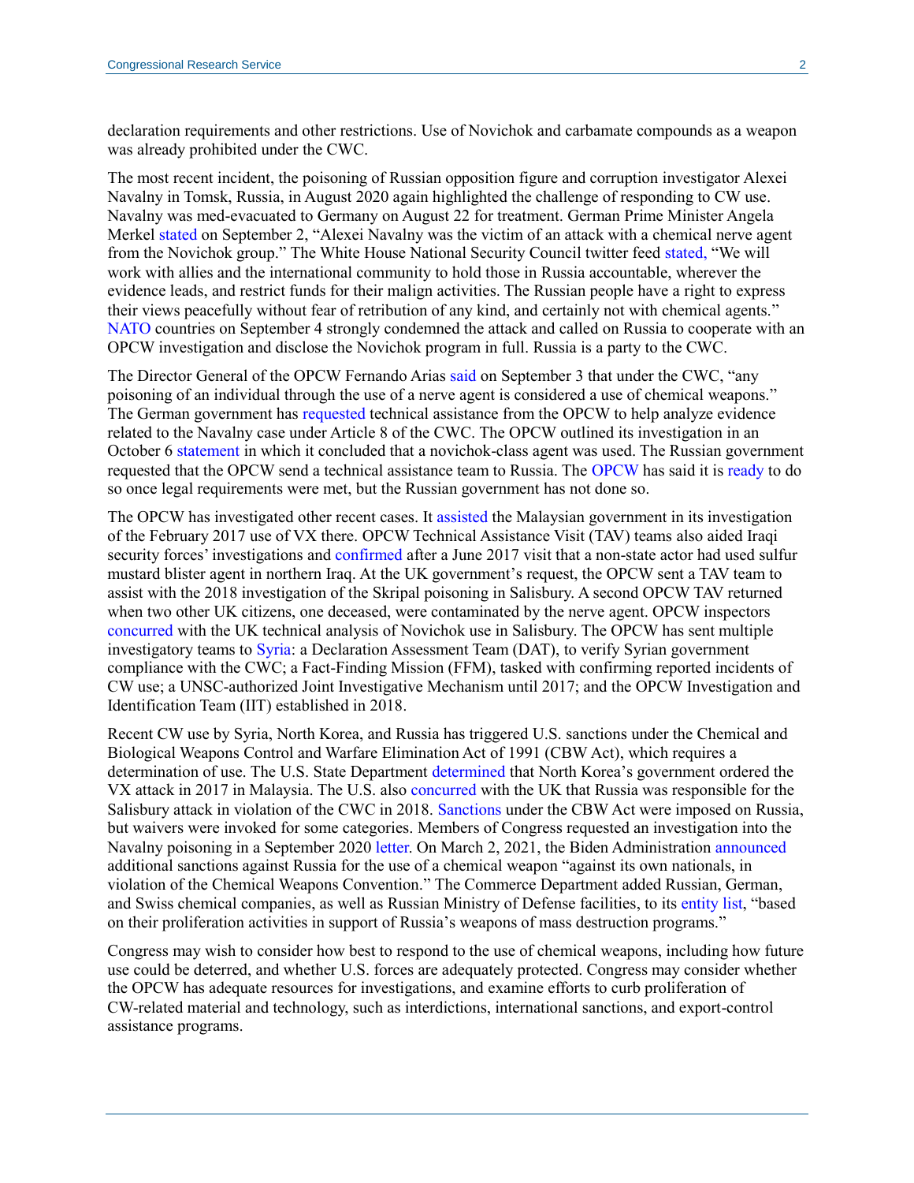declaration requirements and other restrictions. Use of Novichok and carbamate compounds as a weapon was already prohibited under the CWC.

The most recent incident, the poisoning of Russian opposition figure and corruption investigator Alexei Navalny in Tomsk, Russia, in August 2020 again highlighted the challenge of responding to CW use. Navalny was med-evacuated to Germany on August 22 for treatment. German Prime Minister Angela Merkel stated on September 2, "Alexei Navalny was the victim of an attack with a chemical nerve agent from the Novichok group." The White House National Security Council twitter feed stated, "We will work with allies and the international community to hold those in Russia accountable, wherever the evidence leads, and restrict funds for their malign activities. The Russian people have a right to express their views peacefully without fear of retribution of any kind, and certainly not with chemical agents." NATO countries on September 4 strongly condemned the attack and called on Russia to cooperate with an OPCW investigation and disclose the Novichok program in full. Russia is a party to the CWC.

The Director General of the OPCW Fernando Arias said on September 3 that under the CWC, "any poisoning of an individual through the use of a nerve agent is considered a use of chemical weapons." The German government has requested technical assistance from the OPCW to help analyze evidence related to the Navalny case under Article 8 of the CWC. The OPCW outlined its investigation in an October 6 statement in which it concluded that a novichok-class agent was used. The Russian government requested that the OPCW send a technical assistance team to Russia. The OPCW has said it is ready to do so once legal requirements were met, but the Russian government has not done so.

The OPCW has investigated other recent cases. It assisted the Malaysian government in its investigation of the February 2017 use of VX there. OPCW Technical Assistance Visit (TAV) teams also aided Iraqi security forces' investigations and confirmed after a June 2017 visit that a non-state actor had used sulfur mustard blister agent in northern Iraq. At the UK government's request, the OPCW sent a TAV team to assist with the 2018 investigation of the Skripal poisoning in Salisbury. A second OPCW TAV returned when two other UK citizens, one deceased, were contaminated by the nerve agent. OPCW inspectors concurred with the UK technical analysis of Novichok use in Salisbury. The OPCW has sent multiple investigatory teams to Syria: a Declaration Assessment Team (DAT), to verify Syrian government compliance with the CWC; a Fact-Finding Mission (FFM), tasked with confirming reported incidents of CW use; a UNSC-authorized Joint Investigative Mechanism until 2017; and the OPCW Investigation and Identification Team (IIT) established in 2018.

Recent CW use by Syria, North Korea, and Russia has triggered U.S. sanctions under the Chemical and Biological Weapons Control and Warfare Elimination Act of 1991 (CBW Act), which requires a determination of use. The U.S. State Department determined that North Korea's government ordered the VX attack in 2017 in Malaysia. The U.S. also concurred with the UK that Russia was responsible for the Salisbury attack in violation of the CWC in 2018. Sanctions under the CBW Act were imposed on Russia, but waivers were invoked for some categories. Members of Congress requested an investigation into the Navalny poisoning in a September 2020 letter. On March 2, 2021, the Biden Administration announced additional sanctions against Russia for the use of a chemical weapon "against its own nationals, in violation of the Chemical Weapons Convention." The Commerce Department added Russian, German, and Swiss chemical companies, as well as Russian Ministry of Defense facilities, to its entity list, "based on their proliferation activities in support of Russia's weapons of mass destruction programs."

Congress may wish to consider how best to respond to the use of chemical weapons, including how future use could be deterred, and whether U.S. forces are adequately protected. Congress may consider whether the OPCW has adequate resources for investigations, and examine efforts to curb proliferation of CW-related material and technology, such as interdictions, international sanctions, and export-control assistance programs.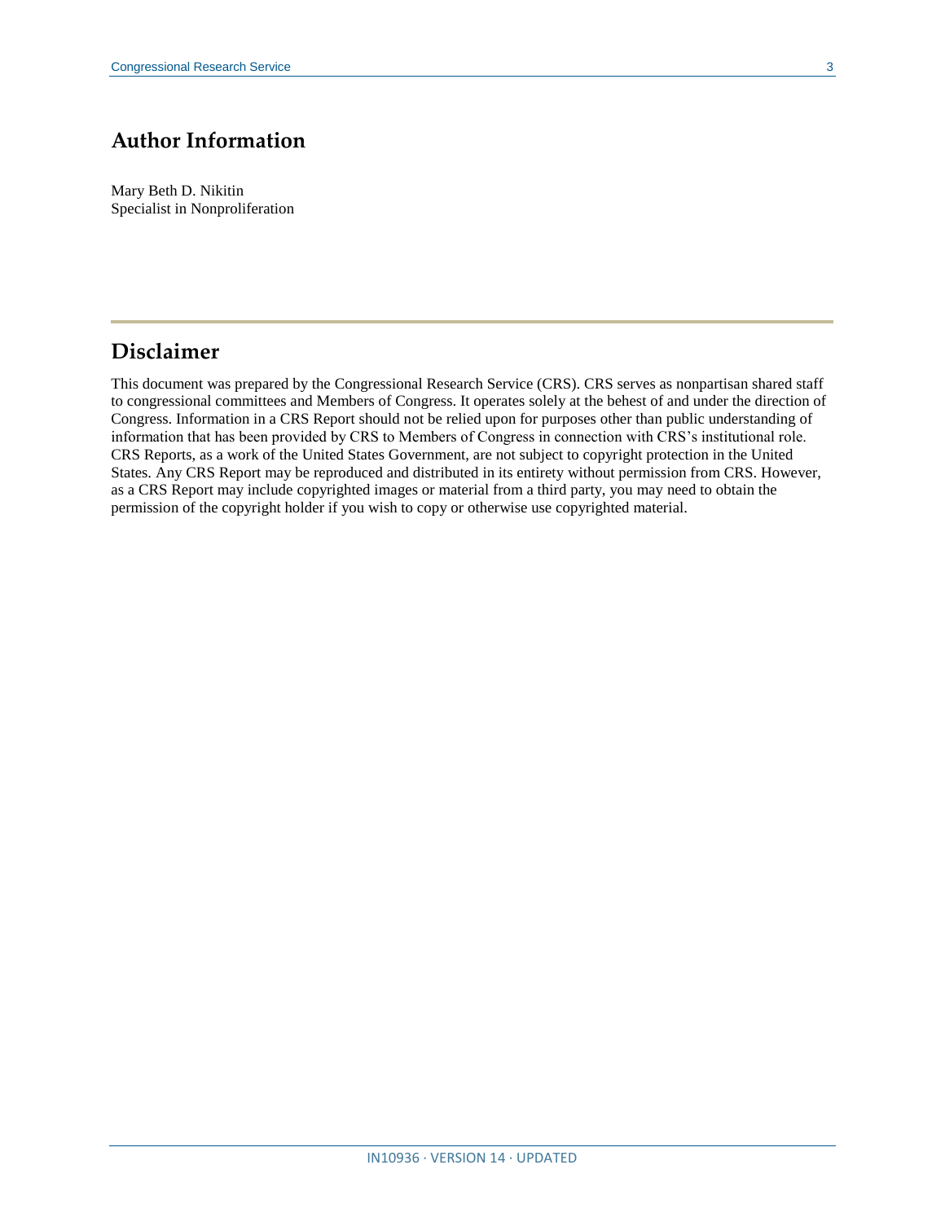## Author Information

Mary Beth D. Nikitin
Specialist in Nonproliferation

## Disclaimer

This document was prepared by the Congressional Research Service (CRS). CRS serves as nonpartisan shared staff to congressional committees and Members of Congress. It operates solely at the behest of and under the direction of Congress. Information in a CRS Report should not be relied upon for purposes other than public understanding of information that has been provided by CRS to Members of Congress in connection with CRS's institutional role. CRS Reports, as a work of the United States Government, are not subject to copyright protection in the United States. Any CRS Report may be reproduced and distributed in its entirety without permission from CRS. However, as a CRS Report may include copyrighted images or material from a third party, you may need to obtain the permission of the copyright holder if you wish to copy or otherwise use copyrighted material.